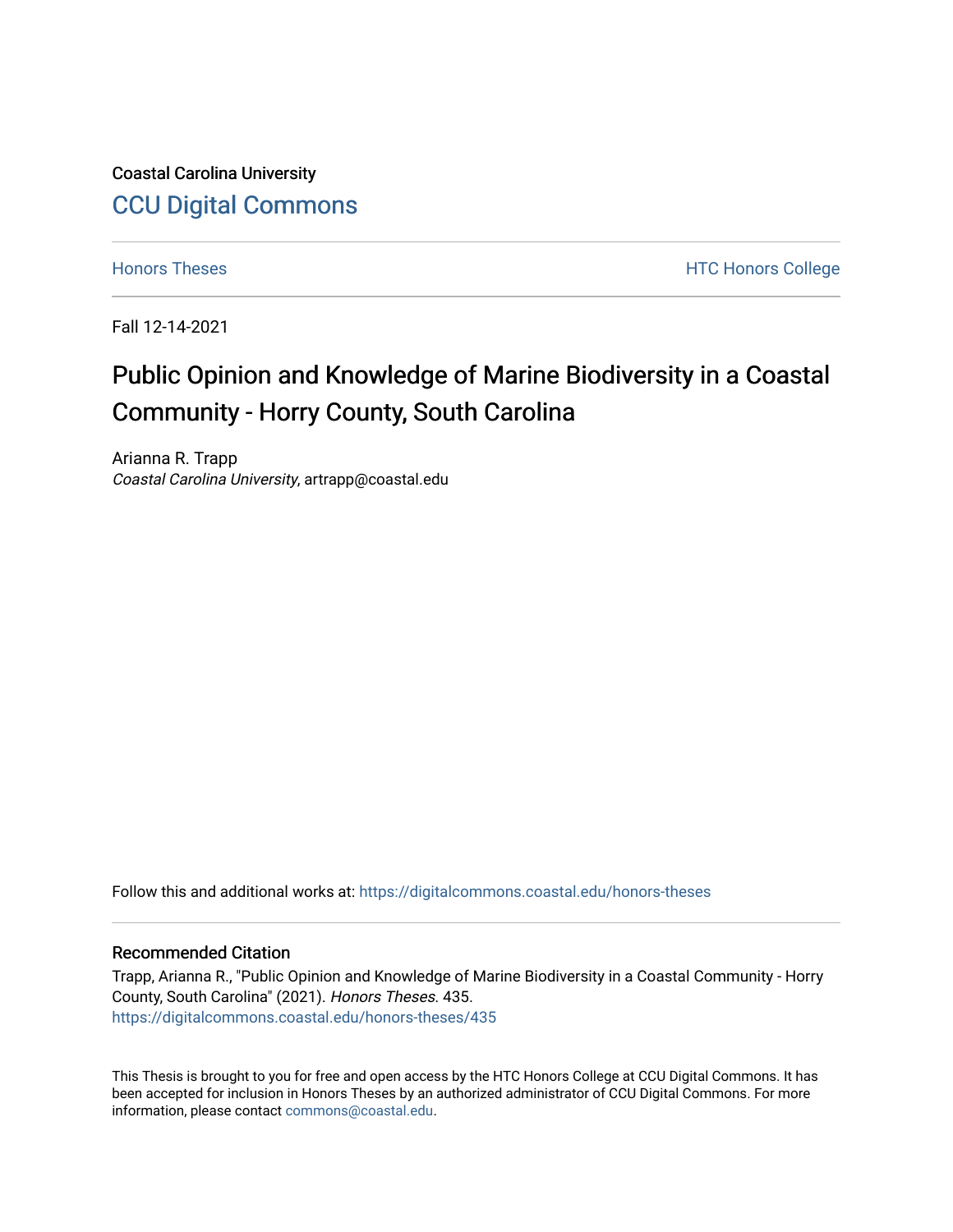Coastal Carolina University

CCU Digital Commons

Honors Theses

HTC Honors College

Fall 12-14-2021

# Public Opinion and Knowledge of Marine Biodiversity in a Coastal Community - Horry County, South Carolina

Arianna R. Trapp
*Coastal Carolina University*, artrapp@coastal.edu

Follow this and additional works at: https://digitalcommons.coastal.edu/honors-theses

## Recommended Citation

Trapp, Arianna R., "Public Opinion and Knowledge of Marine Biodiversity in a Coastal Community - Horry County, South Carolina" (2021). *Honors Theses*. 435.
https://digitalcommons.coastal.edu/honors-theses/435

This Thesis is brought to you for free and open access by the HTC Honors College at CCU Digital Commons. It has been accepted for inclusion in Honors Theses by an authorized administrator of CCU Digital Commons. For more information, please contact commons@coastal.edu.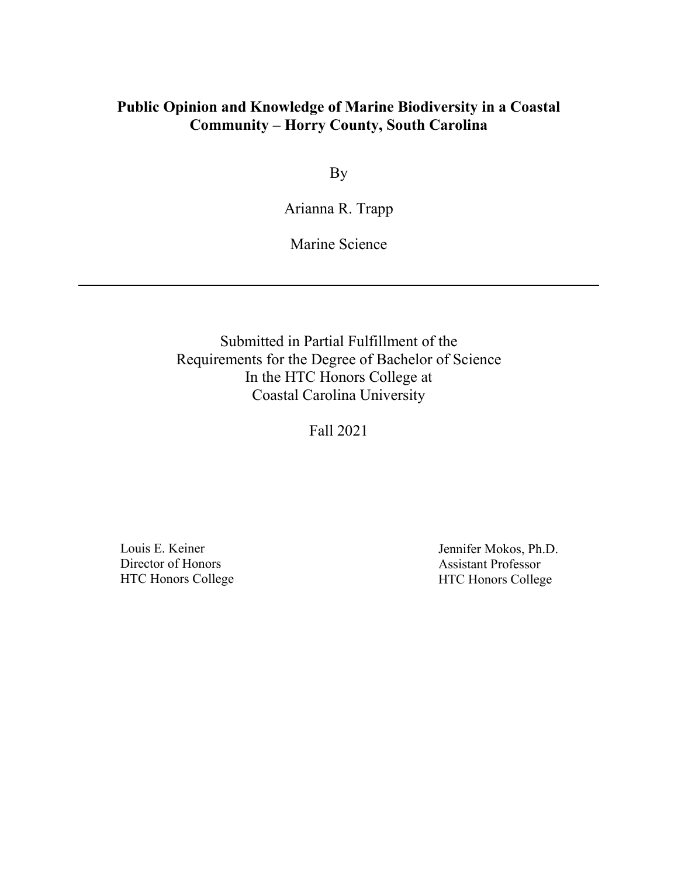**Public Opinion and Knowledge of Marine Biodiversity in a Coastal Community – Horry County, South Carolina**

By

Arianna R. Trapp

Marine Science

---

Submitted in Partial Fulfillment of the
Requirements for the Degree of Bachelor of Science
In the HTC Honors College at
Coastal Carolina University

Fall 2021

Louis E. Keiner
Director of Honors
HTC Honors College

Jennifer Mokos, Ph.D.
Assistant Professor
HTC Honors College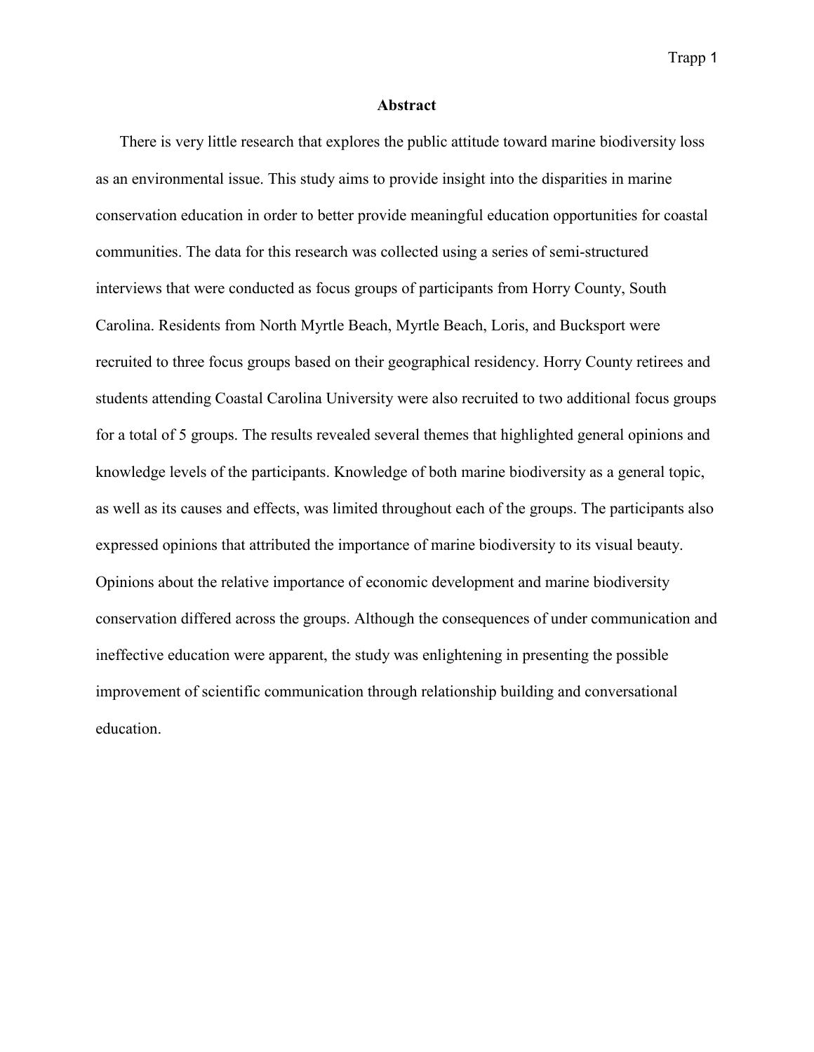## Abstract

There is very little research that explores the public attitude toward marine biodiversity loss as an environmental issue. This study aims to provide insight into the disparities in marine conservation education in order to better provide meaningful education opportunities for coastal communities. The data for this research was collected using a series of semi-structured interviews that were conducted as focus groups of participants from Horry County, South Carolina. Residents from North Myrtle Beach, Myrtle Beach, Loris, and Bucksport were recruited to three focus groups based on their geographical residency. Horry County retirees and students attending Coastal Carolina University were also recruited to two additional focus groups for a total of 5 groups. The results revealed several themes that highlighted general opinions and knowledge levels of the participants. Knowledge of both marine biodiversity as a general topic, as well as its causes and effects, was limited throughout each of the groups. The participants also expressed opinions that attributed the importance of marine biodiversity to its visual beauty. Opinions about the relative importance of economic development and marine biodiversity conservation differed across the groups. Although the consequences of under communication and ineffective education were apparent, the study was enlightening in presenting the possible improvement of scientific communication through relationship building and conversational education.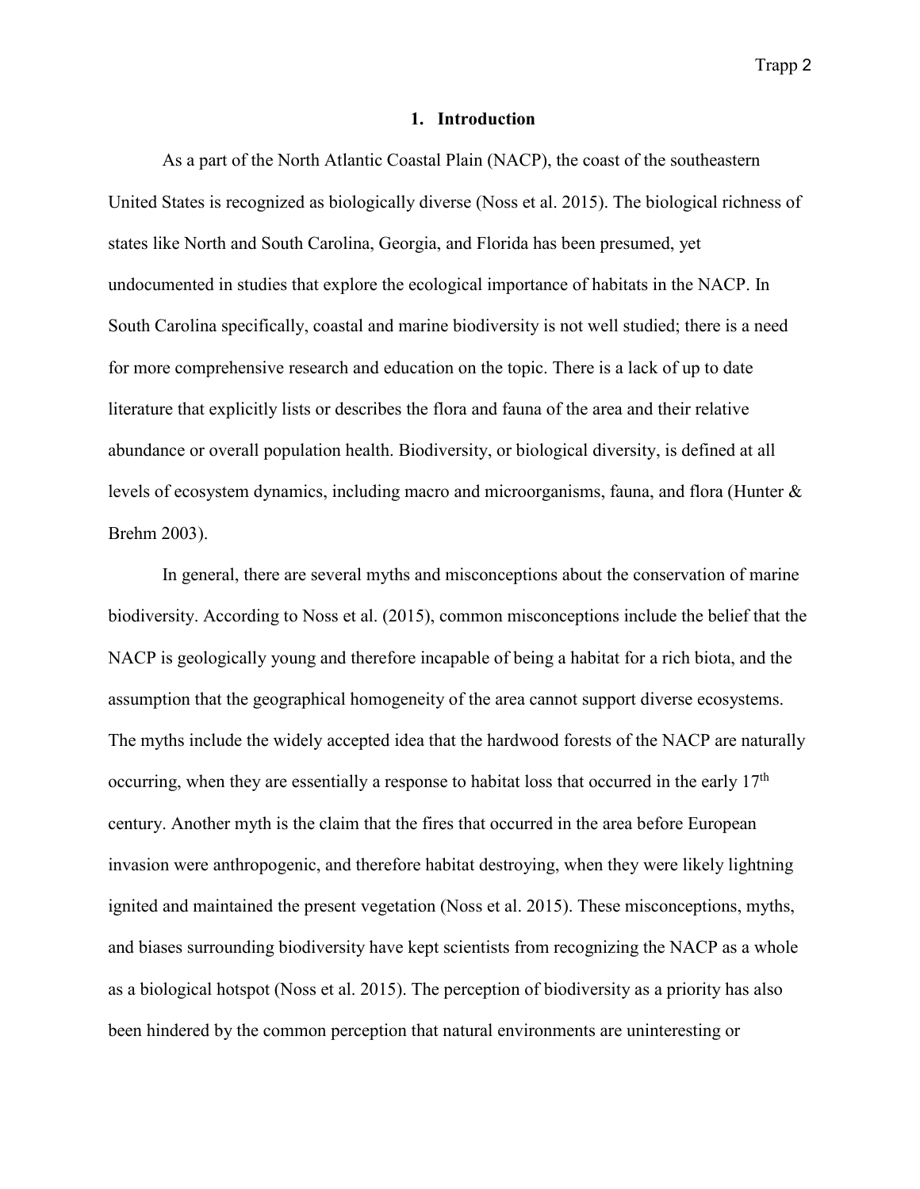## 1. Introduction

As a part of the North Atlantic Coastal Plain (NACP), the coast of the southeastern United States is recognized as biologically diverse (Noss et al. 2015). The biological richness of states like North and South Carolina, Georgia, and Florida has been presumed, yet undocumented in studies that explore the ecological importance of habitats in the NACP. In South Carolina specifically, coastal and marine biodiversity is not well studied; there is a need for more comprehensive research and education on the topic. There is a lack of up to date literature that explicitly lists or describes the flora and fauna of the area and their relative abundance or overall population health. Biodiversity, or biological diversity, is defined at all levels of ecosystem dynamics, including macro and microorganisms, fauna, and flora (Hunter & Brehm 2003).

In general, there are several myths and misconceptions about the conservation of marine biodiversity. According to Noss et al. (2015), common misconceptions include the belief that the NACP is geologically young and therefore incapable of being a habitat for a rich biota, and the assumption that the geographical homogeneity of the area cannot support diverse ecosystems. The myths include the widely accepted idea that the hardwood forests of the NACP are naturally occurring, when they are essentially a response to habitat loss that occurred in the early 17th century. Another myth is the claim that the fires that occurred in the area before European invasion were anthropogenic, and therefore habitat destroying, when they were likely lightning ignited and maintained the present vegetation (Noss et al. 2015). These misconceptions, myths, and biases surrounding biodiversity have kept scientists from recognizing the NACP as a whole as a biological hotspot (Noss et al. 2015). The perception of biodiversity as a priority has also been hindered by the common perception that natural environments are uninteresting or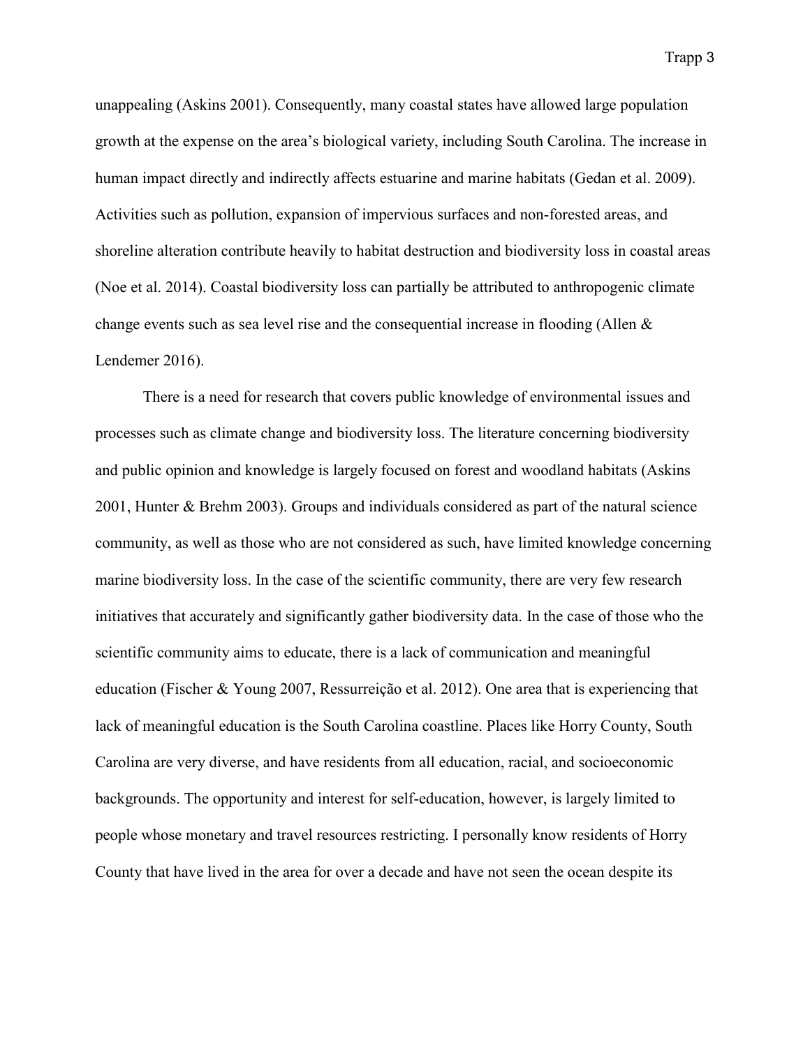unappealing (Askins 2001). Consequently, many coastal states have allowed large population growth at the expense on the area's biological variety, including South Carolina. The increase in human impact directly and indirectly affects estuarine and marine habitats (Gedan et al. 2009). Activities such as pollution, expansion of impervious surfaces and non-forested areas, and shoreline alteration contribute heavily to habitat destruction and biodiversity loss in coastal areas (Noe et al. 2014). Coastal biodiversity loss can partially be attributed to anthropogenic climate change events such as sea level rise and the consequential increase in flooding (Allen & Lendemer 2016).

There is a need for research that covers public knowledge of environmental issues and processes such as climate change and biodiversity loss. The literature concerning biodiversity and public opinion and knowledge is largely focused on forest and woodland habitats (Askins 2001, Hunter & Brehm 2003). Groups and individuals considered as part of the natural science community, as well as those who are not considered as such, have limited knowledge concerning marine biodiversity loss. In the case of the scientific community, there are very few research initiatives that accurately and significantly gather biodiversity data. In the case of those who the scientific community aims to educate, there is a lack of communication and meaningful education (Fischer & Young 2007, Ressurreição et al. 2012). One area that is experiencing that lack of meaningful education is the South Carolina coastline. Places like Horry County, South Carolina are very diverse, and have residents from all education, racial, and socioeconomic backgrounds. The opportunity and interest for self-education, however, is largely limited to people whose monetary and travel resources restricting. I personally know residents of Horry County that have lived in the area for over a decade and have not seen the ocean despite its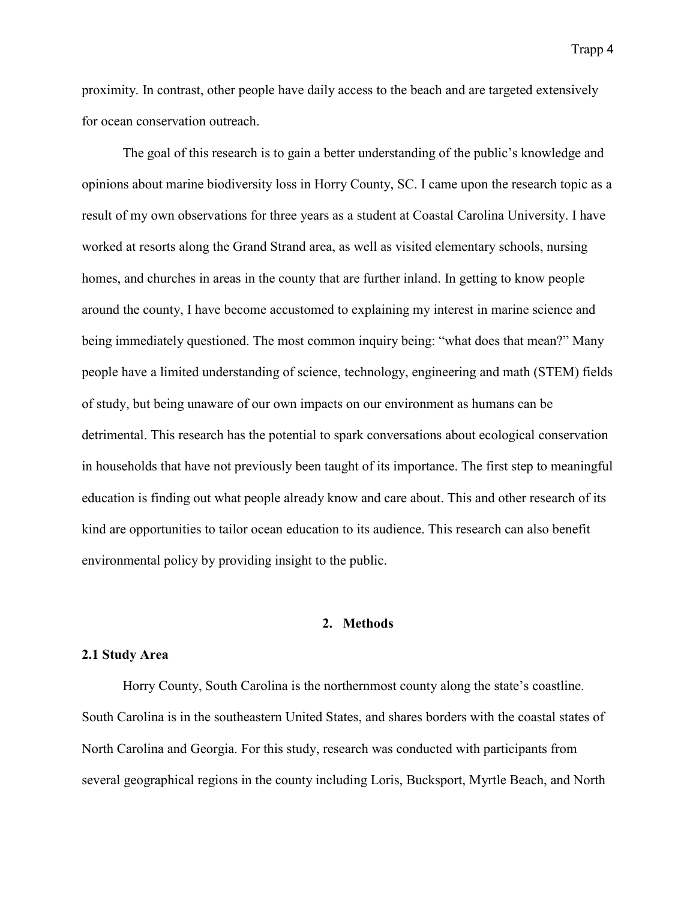proximity. In contrast, other people have daily access to the beach and are targeted extensively for ocean conservation outreach.

The goal of this research is to gain a better understanding of the public's knowledge and opinions about marine biodiversity loss in Horry County, SC. I came upon the research topic as a result of my own observations for three years as a student at Coastal Carolina University. I have worked at resorts along the Grand Strand area, as well as visited elementary schools, nursing homes, and churches in areas in the county that are further inland. In getting to know people around the county, I have become accustomed to explaining my interest in marine science and being immediately questioned. The most common inquiry being: "what does that mean?" Many people have a limited understanding of science, technology, engineering and math (STEM) fields of study, but being unaware of our own impacts on our environment as humans can be detrimental. This research has the potential to spark conversations about ecological conservation in households that have not previously been taught of its importance. The first step to meaningful education is finding out what people already know and care about. This and other research of its kind are opportunities to tailor ocean education to its audience. This research can also benefit environmental policy by providing insight to the public.

## 2. Methods

### 2.1 Study Area

Horry County, South Carolina is the northernmost county along the state's coastline. South Carolina is in the southeastern United States, and shares borders with the coastal states of North Carolina and Georgia. For this study, research was conducted with participants from several geographical regions in the county including Loris, Bucksport, Myrtle Beach, and North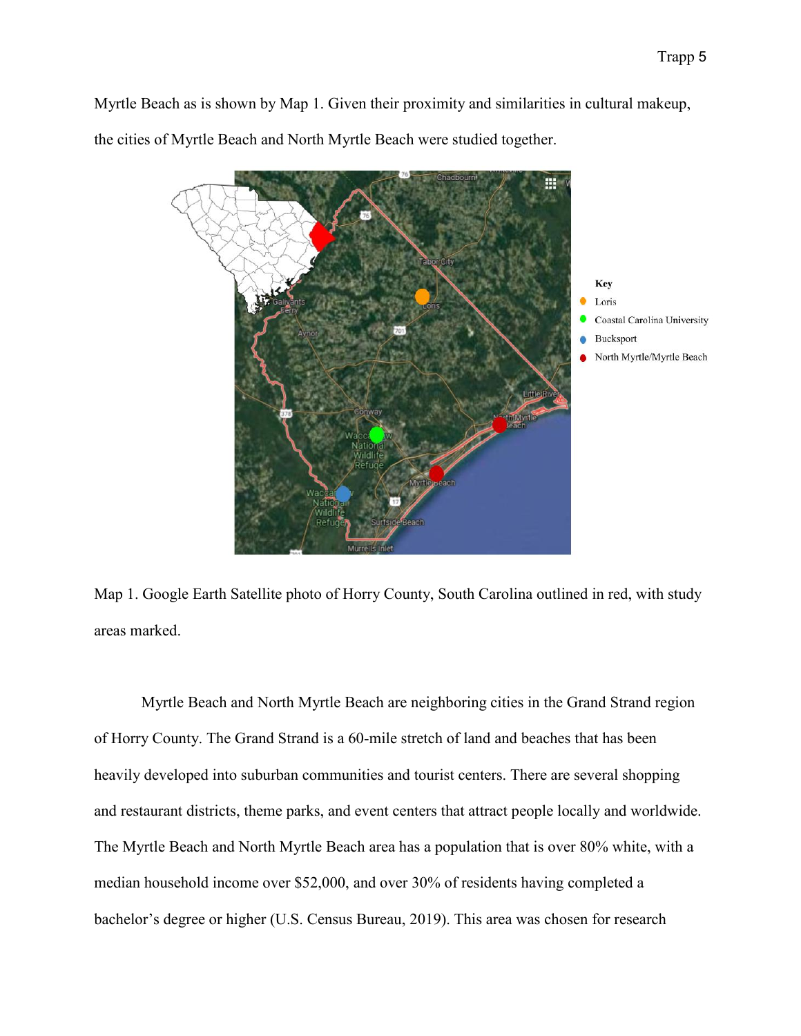Myrtle Beach as is shown by Map 1. Given their proximity and similarities in cultural makeup, the cities of Myrtle Beach and North Myrtle Beach were studied together.

Map 1. Google Earth Satellite photo of Horry County, South Carolina outlined in red, with study areas marked.

Myrtle Beach and North Myrtle Beach are neighboring cities in the Grand Strand region of Horry County. The Grand Strand is a 60-mile stretch of land and beaches that has been heavily developed into suburban communities and tourist centers. There are several shopping and restaurant districts, theme parks, and event centers that attract people locally and worldwide. The Myrtle Beach and North Myrtle Beach area has a population that is over 80% white, with a median household income over $52,000, and over 30% of residents having completed a bachelor's degree or higher (U.S. Census Bureau, 2019). This area was chosen for research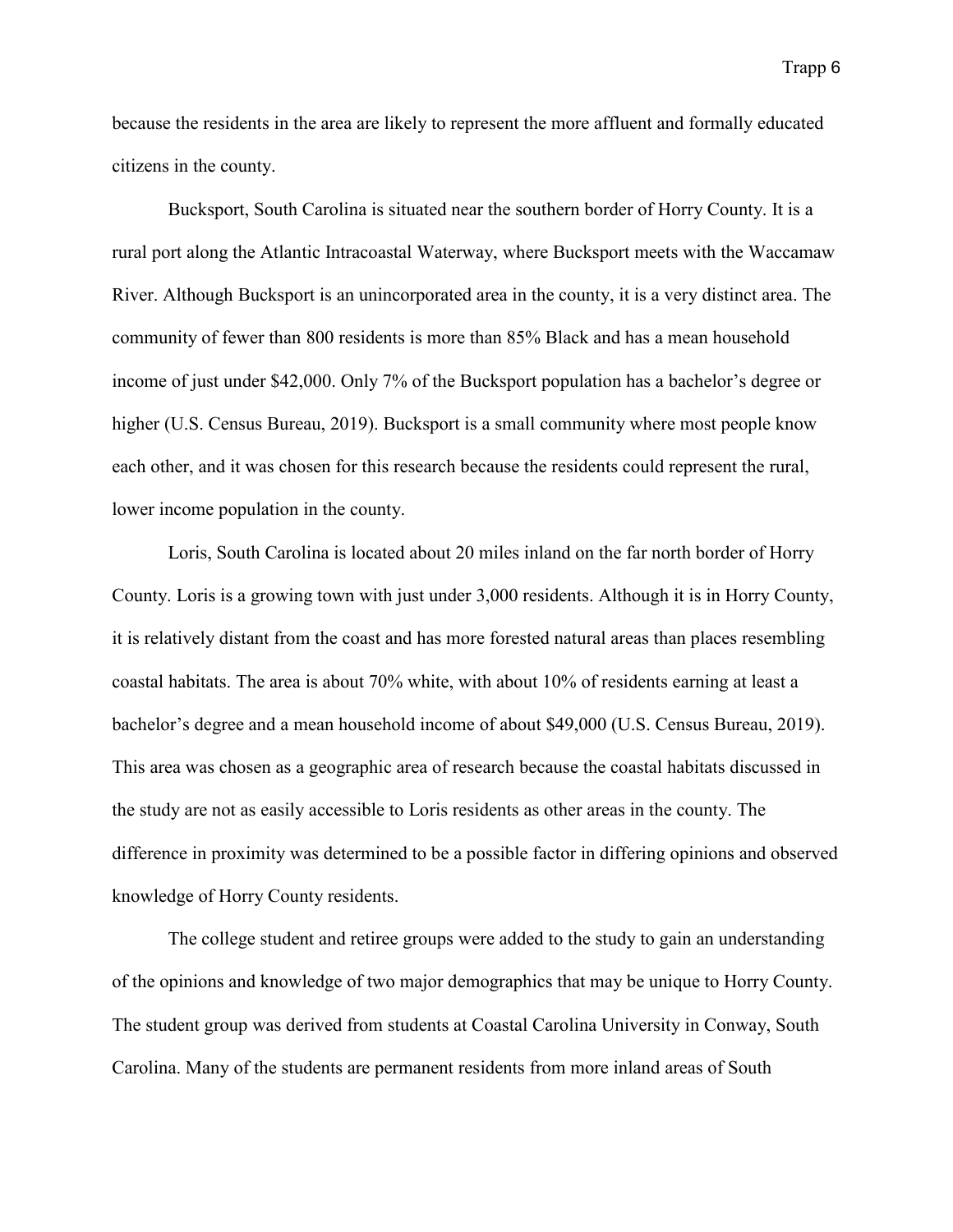because the residents in the area are likely to represent the more affluent and formally educated citizens in the county.

Bucksport, South Carolina is situated near the southern border of Horry County. It is a rural port along the Atlantic Intracoastal Waterway, where Bucksport meets with the Waccamaw River. Although Bucksport is an unincorporated area in the county, it is a very distinct area. The community of fewer than 800 residents is more than 85% Black and has a mean household income of just under $42,000. Only 7% of the Bucksport population has a bachelor's degree or higher (U.S. Census Bureau, 2019). Bucksport is a small community where most people know each other, and it was chosen for this research because the residents could represent the rural, lower income population in the county.

Loris, South Carolina is located about 20 miles inland on the far north border of Horry County. Loris is a growing town with just under 3,000 residents. Although it is in Horry County, it is relatively distant from the coast and has more forested natural areas than places resembling coastal habitats. The area is about 70% white, with about 10% of residents earning at least a bachelor's degree and a mean household income of about $49,000 (U.S. Census Bureau, 2019). This area was chosen as a geographic area of research because the coastal habitats discussed in the study are not as easily accessible to Loris residents as other areas in the county. The difference in proximity was determined to be a possible factor in differing opinions and observed knowledge of Horry County residents.

The college student and retiree groups were added to the study to gain an understanding of the opinions and knowledge of two major demographics that may be unique to Horry County. The student group was derived from students at Coastal Carolina University in Conway, South Carolina. Many of the students are permanent residents from more inland areas of South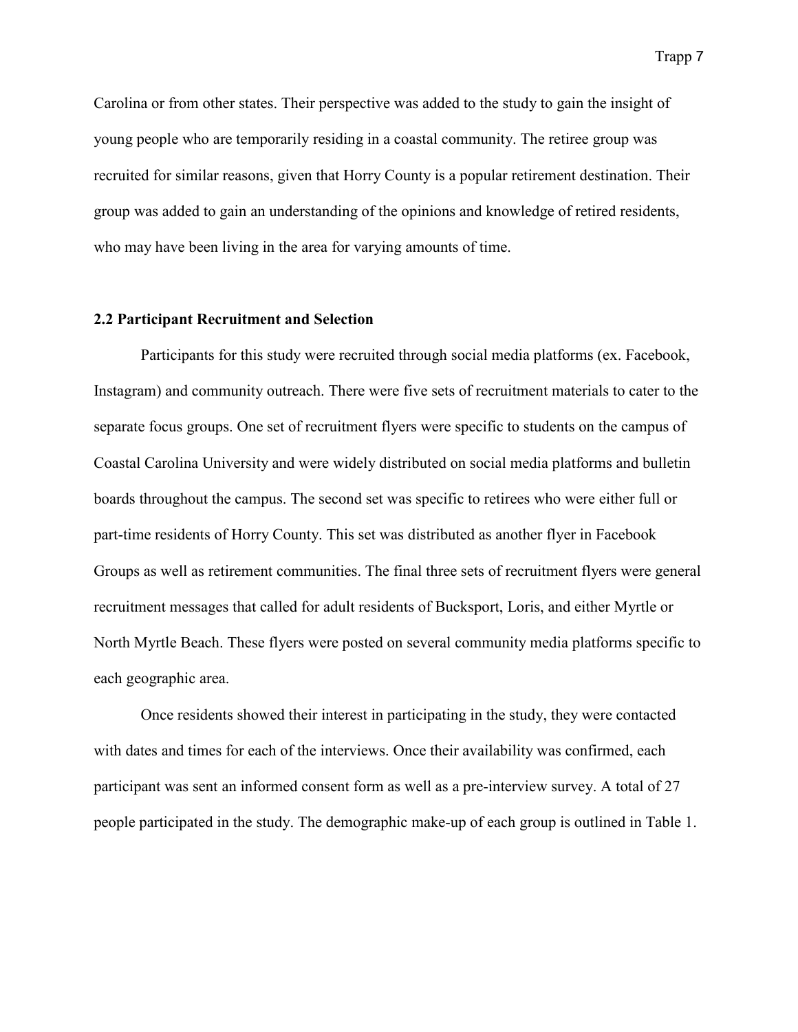Carolina or from other states. Their perspective was added to the study to gain the insight of young people who are temporarily residing in a coastal community. The retiree group was recruited for similar reasons, given that Horry County is a popular retirement destination. Their group was added to gain an understanding of the opinions and knowledge of retired residents, who may have been living in the area for varying amounts of time.

### 2.2 Participant Recruitment and Selection

Participants for this study were recruited through social media platforms (ex. Facebook, Instagram) and community outreach. There were five sets of recruitment materials to cater to the separate focus groups. One set of recruitment flyers were specific to students on the campus of Coastal Carolina University and were widely distributed on social media platforms and bulletin boards throughout the campus. The second set was specific to retirees who were either full or part-time residents of Horry County. This set was distributed as another flyer in Facebook Groups as well as retirement communities. The final three sets of recruitment flyers were general recruitment messages that called for adult residents of Bucksport, Loris, and either Myrtle or North Myrtle Beach. These flyers were posted on several community media platforms specific to each geographic area.

Once residents showed their interest in participating in the study, they were contacted with dates and times for each of the interviews. Once their availability was confirmed, each participant was sent an informed consent form as well as a pre-interview survey. A total of 27 people participated in the study. The demographic make-up of each group is outlined in Table 1.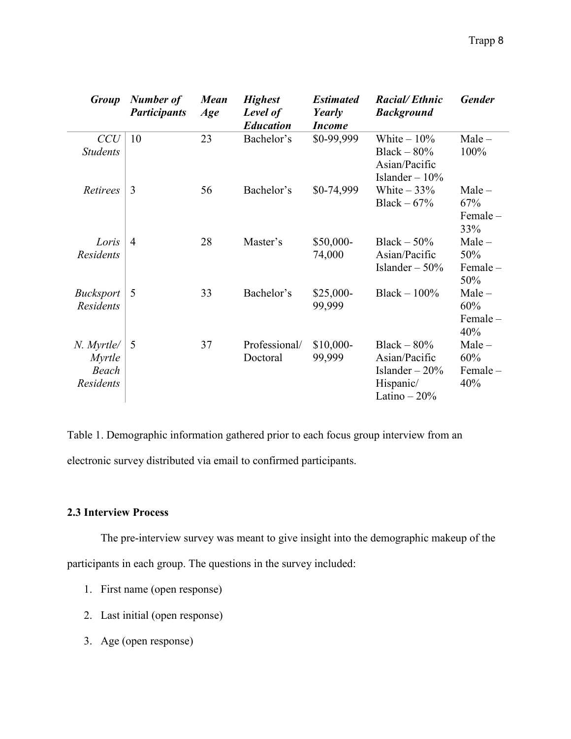| *Group* | *Number of Participants* | *Mean Age* | *Highest Level of Education* | *Estimated Yearly Income* | *Racial/ Ethnic Background* | *Gender* |
|---|---|---|---|---|---|---|
| *CCU Students* | 10 | 23 | Bachelor's | $0-99,999 | White – 10% Black – 80% Asian/Pacific Islander – 10% | Male – 100% |
| *Retirees* | 3 | 56 | Bachelor's | $0-74,999 | White – 33% Black – 67% | Male – 67% Female – 33% |
| *Loris Residents* | 4 | 28 | Master's | $50,000-74,000 | Black – 50% Asian/Pacific Islander – 50% | Male – 50% Female – 50% |
| *Bucksport Residents* | 5 | 33 | Bachelor's | $25,000-99,999 | Black – 100% | Male – 60% Female – 40% |
| *N. Myrtle/ Myrtle Beach Residents* | 5 | 37 | Professional/ Doctoral | $10,000-99,999 | Black – 80% Asian/Pacific Islander – 20% Hispanic/ Latino – 20% | Male – 60% Female – 40% |

Table 1. Demographic information gathered prior to each focus group interview from an electronic survey distributed via email to confirmed participants.

**2.3 Interview Process**

The pre-interview survey was meant to give insight into the demographic makeup of the participants in each group. The questions in the survey included:

1. First name (open response)
2. Last initial (open response)
3. Age (open response)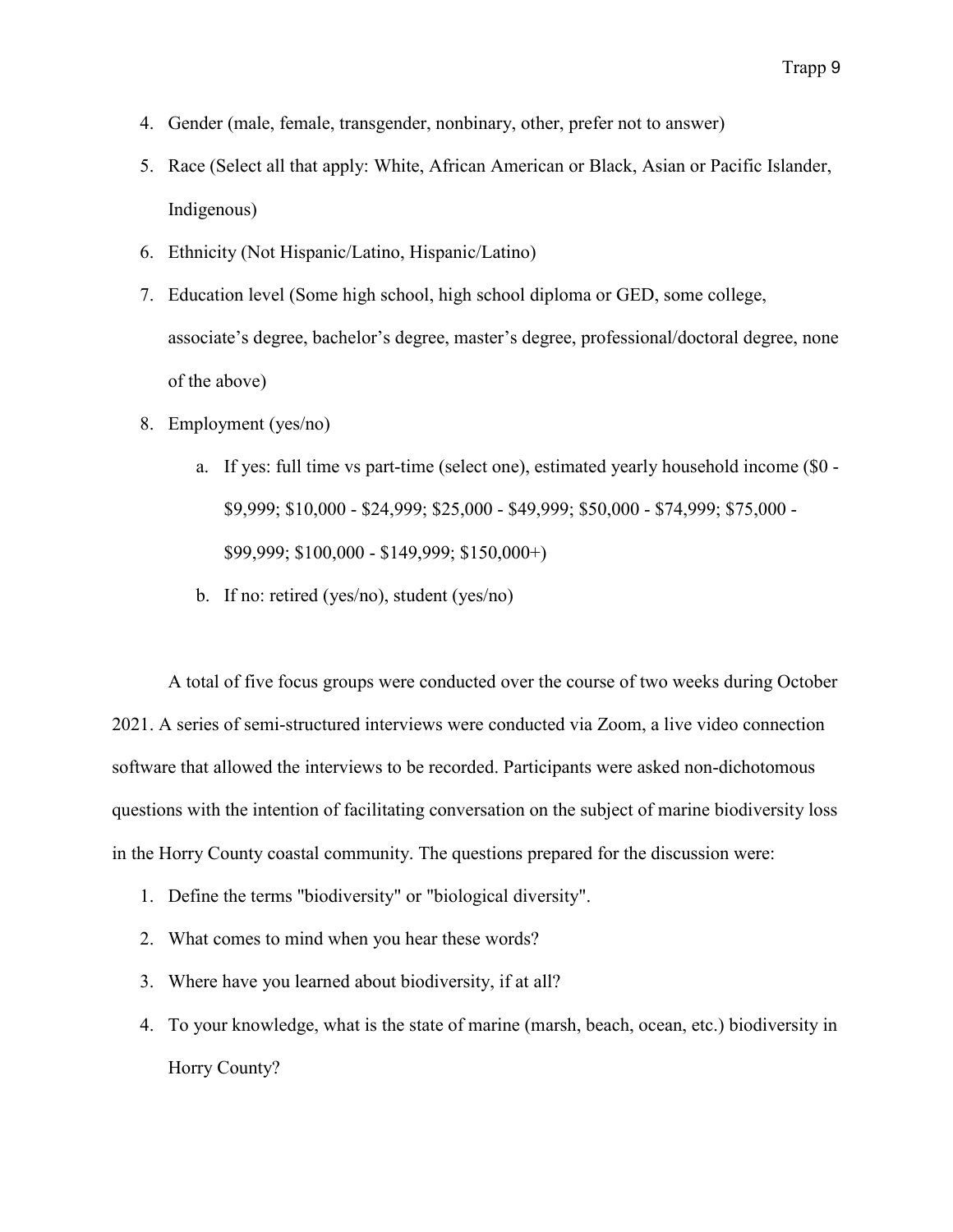4. Gender (male, female, transgender, nonbinary, other, prefer not to answer)
5. Race (Select all that apply: White, African American or Black, Asian or Pacific Islander, Indigenous)
6. Ethnicity (Not Hispanic/Latino, Hispanic/Latino)
7. Education level (Some high school, high school diploma or GED, some college, associate's degree, bachelor's degree, master's degree, professional/doctoral degree, none of the above)
8. Employment (yes/no)
    a. If yes: full time vs part-time (select one), estimated yearly household income ($0 - $9,999; $10,000 - $24,999; $25,000 - $49,999; $50,000 - $74,999; $75,000 - $99,999; $100,000 - $149,999; $150,000+)
    b. If no: retired (yes/no), student (yes/no)

A total of five focus groups were conducted over the course of two weeks during October 2021. A series of semi-structured interviews were conducted via Zoom, a live video connection software that allowed the interviews to be recorded. Participants were asked non-dichotomous questions with the intention of facilitating conversation on the subject of marine biodiversity loss in the Horry County coastal community. The questions prepared for the discussion were:

1. Define the terms "biodiversity" or "biological diversity".
2. What comes to mind when you hear these words?
3. Where have you learned about biodiversity, if at all?
4. To your knowledge, what is the state of marine (marsh, beach, ocean, etc.) biodiversity in Horry County?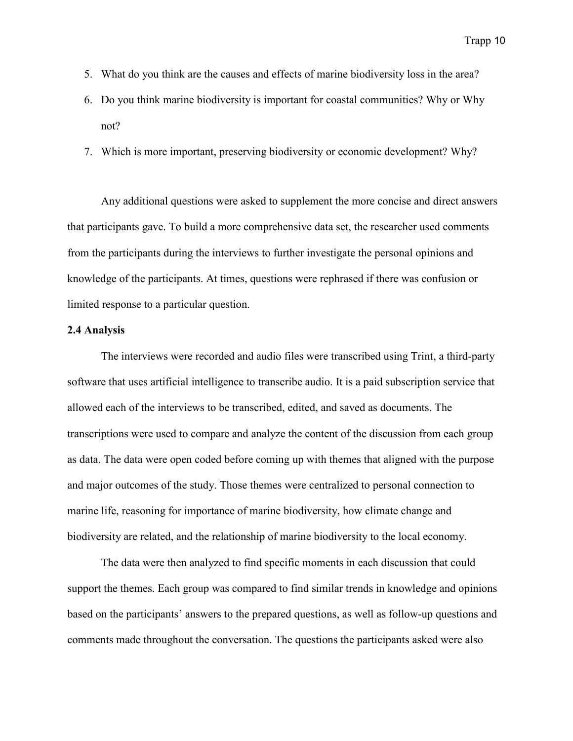5. What do you think are the causes and effects of marine biodiversity loss in the area?
6. Do you think marine biodiversity is important for coastal communities? Why or Why not?
7. Which is more important, preserving biodiversity or economic development? Why?

Any additional questions were asked to supplement the more concise and direct answers that participants gave. To build a more comprehensive data set, the researcher used comments from the participants during the interviews to further investigate the personal opinions and knowledge of the participants. At times, questions were rephrased if there was confusion or limited response to a particular question.

**2.4 Analysis**

The interviews were recorded and audio files were transcribed using Trint, a third-party software that uses artificial intelligence to transcribe audio. It is a paid subscription service that allowed each of the interviews to be transcribed, edited, and saved as documents. The transcriptions were used to compare and analyze the content of the discussion from each group as data. The data were open coded before coming up with themes that aligned with the purpose and major outcomes of the study. Those themes were centralized to personal connection to marine life, reasoning for importance of marine biodiversity, how climate change and biodiversity are related, and the relationship of marine biodiversity to the local economy.

The data were then analyzed to find specific moments in each discussion that could support the themes. Each group was compared to find similar trends in knowledge and opinions based on the participants' answers to the prepared questions, as well as follow-up questions and comments made throughout the conversation. The questions the participants asked were also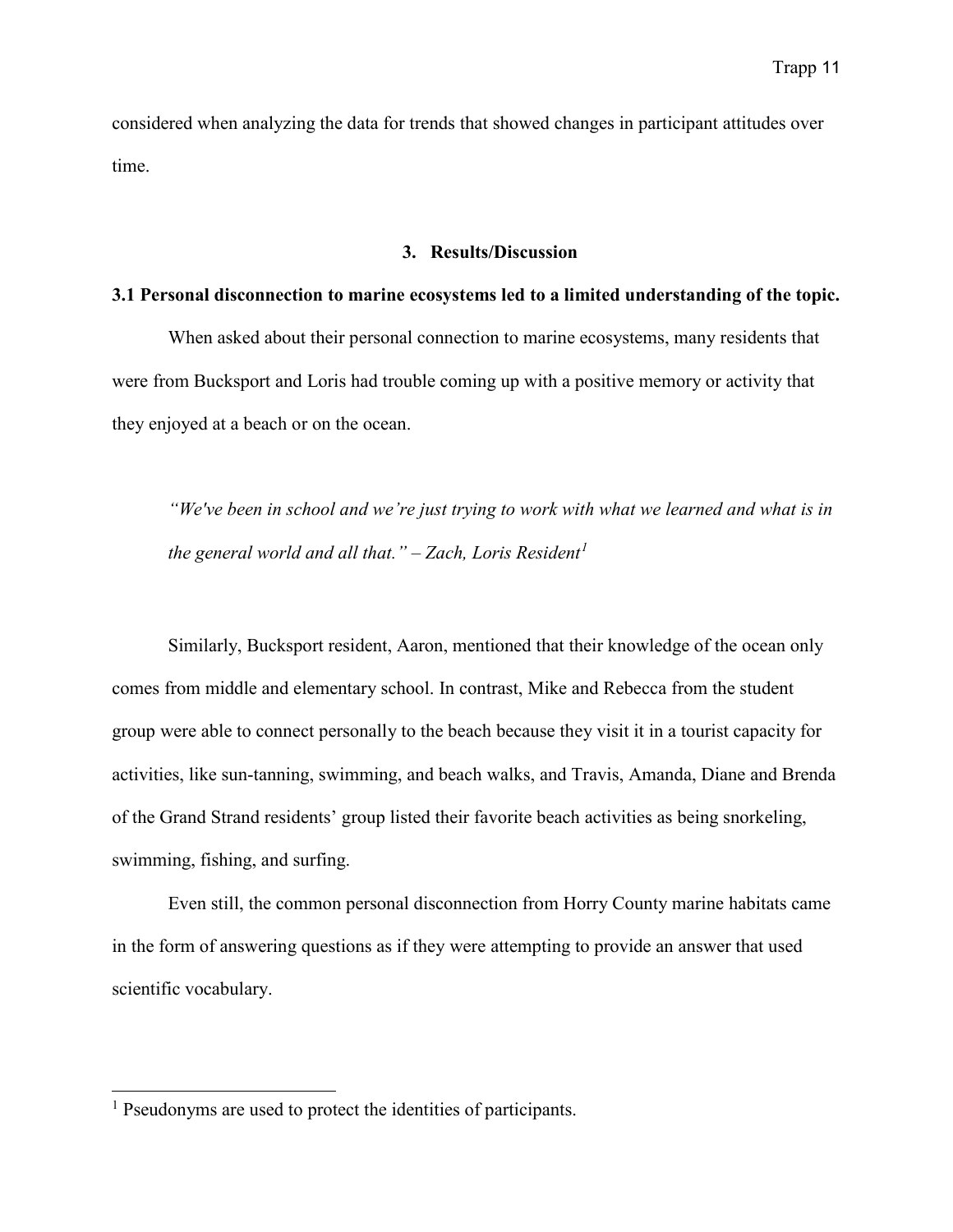considered when analyzing the data for trends that showed changes in participant attitudes over time.

## 3. Results/Discussion

### 3.1 Personal disconnection to marine ecosystems led to a limited understanding of the topic.

When asked about their personal connection to marine ecosystems, many residents that were from Bucksport and Loris had trouble coming up with a positive memory or activity that they enjoyed at a beach or on the ocean.

> *"We've been in school and we're just trying to work with what we learned and what is in the general world and all that." – Zach, Loris Resident*[1]

Similarly, Bucksport resident, Aaron, mentioned that their knowledge of the ocean only comes from middle and elementary school. In contrast, Mike and Rebecca from the student group were able to connect personally to the beach because they visit it in a tourist capacity for activities, like sun-tanning, swimming, and beach walks, and Travis, Amanda, Diane and Brenda of the Grand Strand residents' group listed their favorite beach activities as being snorkeling, swimming, fishing, and surfing.

Even still, the common personal disconnection from Horry County marine habitats came in the form of answering questions as if they were attempting to provide an answer that used scientific vocabulary.

---

[1] Pseudonyms are used to protect the identities of participants.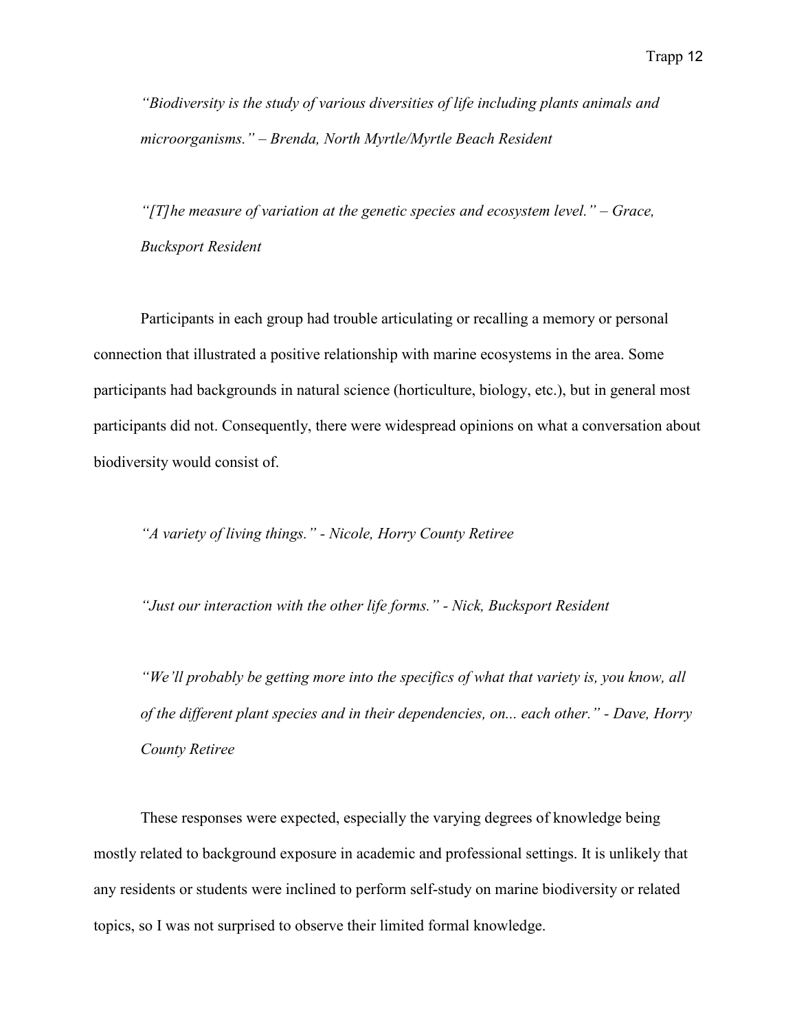*"Biodiversity is the study of various diversities of life including plants animals and microorganisms." – Brenda, North Myrtle/Myrtle Beach Resident*

*"[T]he measure of variation at the genetic species and ecosystem level." – Grace, Bucksport Resident*

Participants in each group had trouble articulating or recalling a memory or personal connection that illustrated a positive relationship with marine ecosystems in the area. Some participants had backgrounds in natural science (horticulture, biology, etc.), but in general most participants did not. Consequently, there were widespread opinions on what a conversation about biodiversity would consist of.

*"A variety of living things." - Nicole, Horry County Retiree*

*"Just our interaction with the other life forms." - Nick, Bucksport Resident*

*"We'll probably be getting more into the specifics of what that variety is, you know, all of the different plant species and in their dependencies, on... each other." - Dave, Horry County Retiree*

These responses were expected, especially the varying degrees of knowledge being mostly related to background exposure in academic and professional settings. It is unlikely that any residents or students were inclined to perform self-study on marine biodiversity or related topics, so I was not surprised to observe their limited formal knowledge.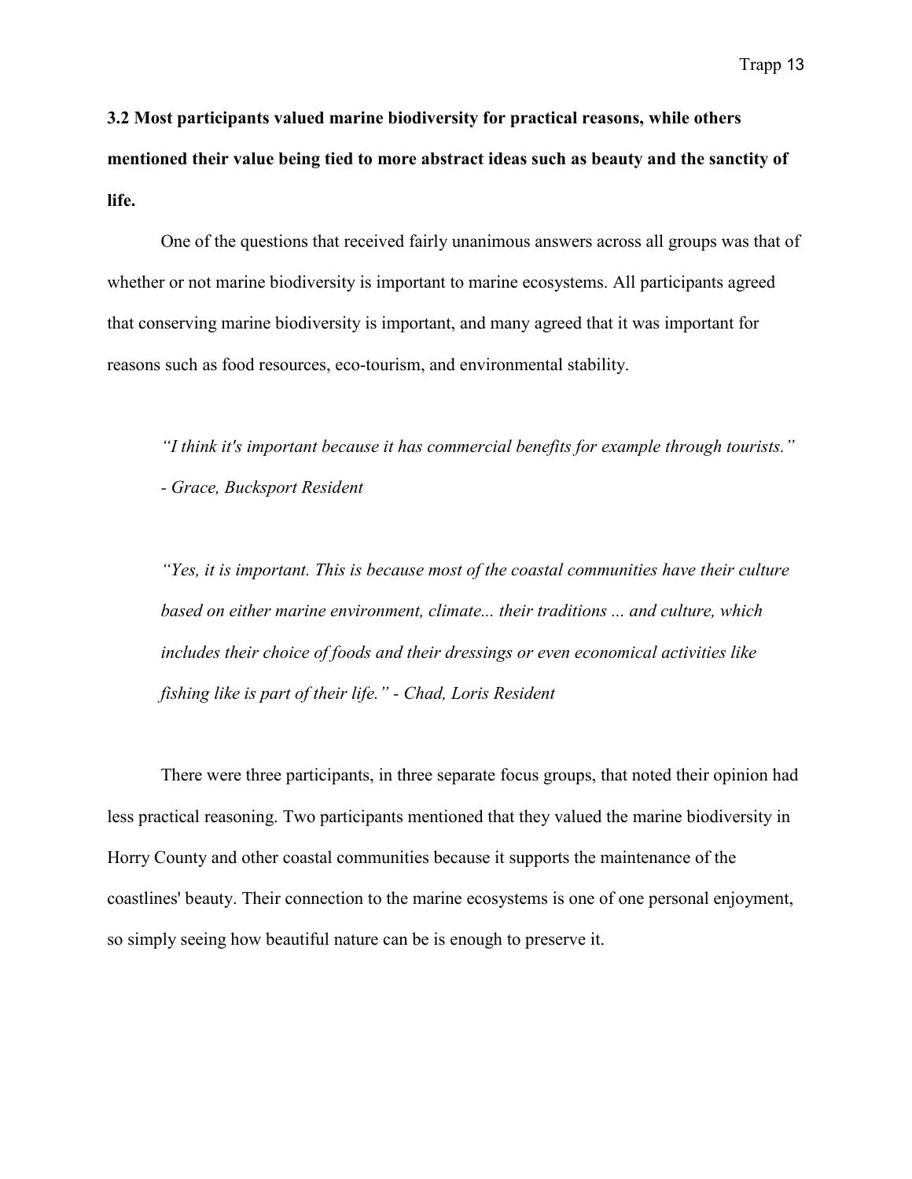### 3.2 Most participants valued marine biodiversity for practical reasons, while others mentioned their value being tied to more abstract ideas such as beauty and the sanctity of life.

One of the questions that received fairly unanimous answers across all groups was that of whether or not marine biodiversity is important to marine ecosystems. All participants agreed that conserving marine biodiversity is important, and many agreed that it was important for reasons such as food resources, eco-tourism, and environmental stability.

> *"I think it's important because it has commercial benefits for example through tourists." - Grace, Bucksport Resident*

> *"Yes, it is important. This is because most of the coastal communities have their culture based on either marine environment, climate... their traditions ... and culture, which includes their choice of foods and their dressings or even economical activities like fishing like is part of their life." - Chad, Loris Resident*

There were three participants, in three separate focus groups, that noted their opinion had less practical reasoning. Two participants mentioned that they valued the marine biodiversity in Horry County and other coastal communities because it supports the maintenance of the coastlines' beauty. Their connection to the marine ecosystems is one of one personal enjoyment, so simply seeing how beautiful nature can be is enough to preserve it.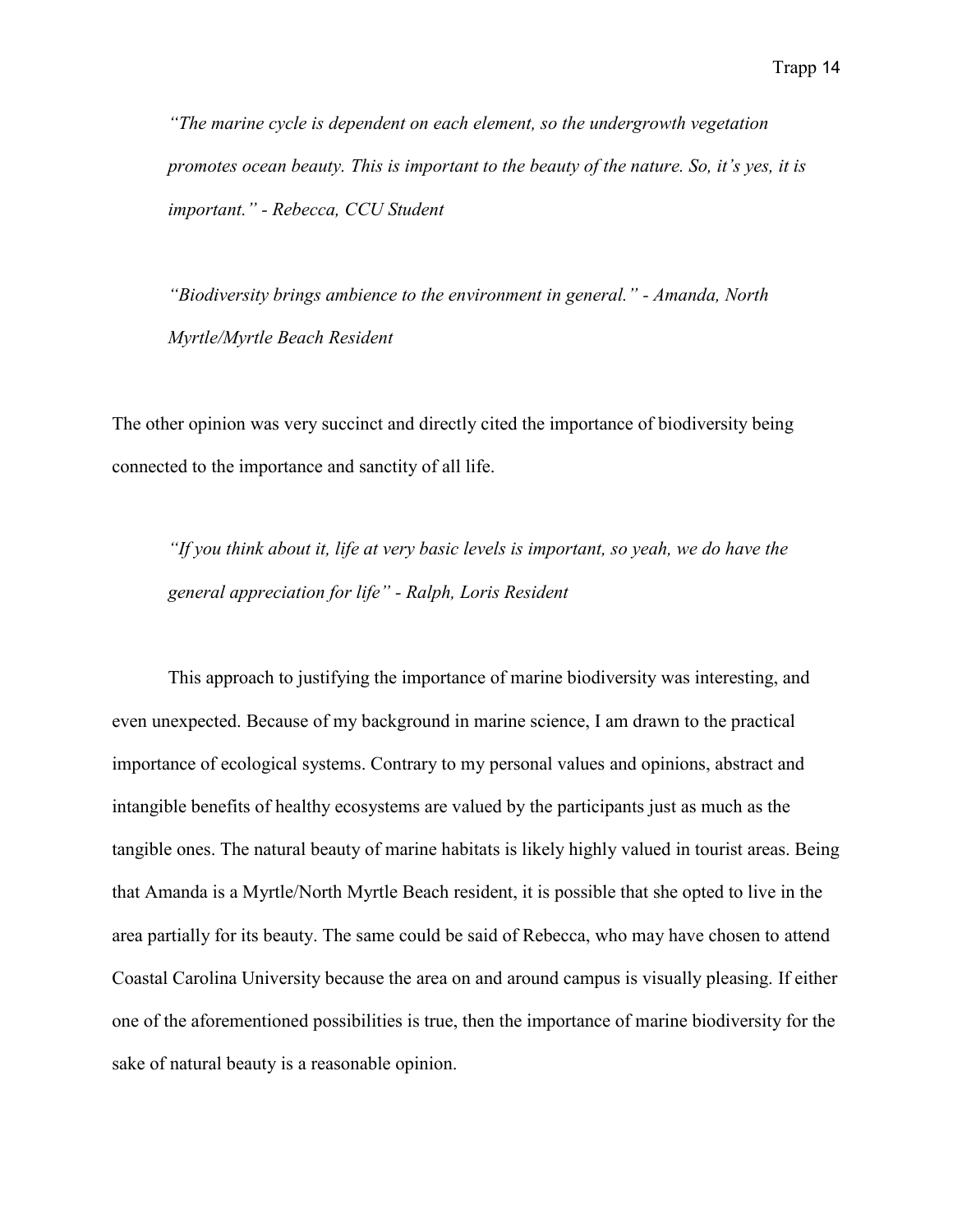> *"The marine cycle is dependent on each element, so the undergrowth vegetation promotes ocean beauty. This is important to the beauty of the nature. So, it's yes, it is important." - Rebecca, CCU Student*

> *"Biodiversity brings ambience to the environment in general." - Amanda, North Myrtle/Myrtle Beach Resident*

The other opinion was very succinct and directly cited the importance of biodiversity being connected to the importance and sanctity of all life.

> *"If you think about it, life at very basic levels is important, so yeah, we do have the general appreciation for life" - Ralph, Loris Resident*

This approach to justifying the importance of marine biodiversity was interesting, and even unexpected. Because of my background in marine science, I am drawn to the practical importance of ecological systems. Contrary to my personal values and opinions, abstract and intangible benefits of healthy ecosystems are valued by the participants just as much as the tangible ones. The natural beauty of marine habitats is likely highly valued in tourist areas. Being that Amanda is a Myrtle/North Myrtle Beach resident, it is possible that she opted to live in the area partially for its beauty. The same could be said of Rebecca, who may have chosen to attend Coastal Carolina University because the area on and around campus is visually pleasing. If either one of the aforementioned possibilities is true, then the importance of marine biodiversity for the sake of natural beauty is a reasonable opinion.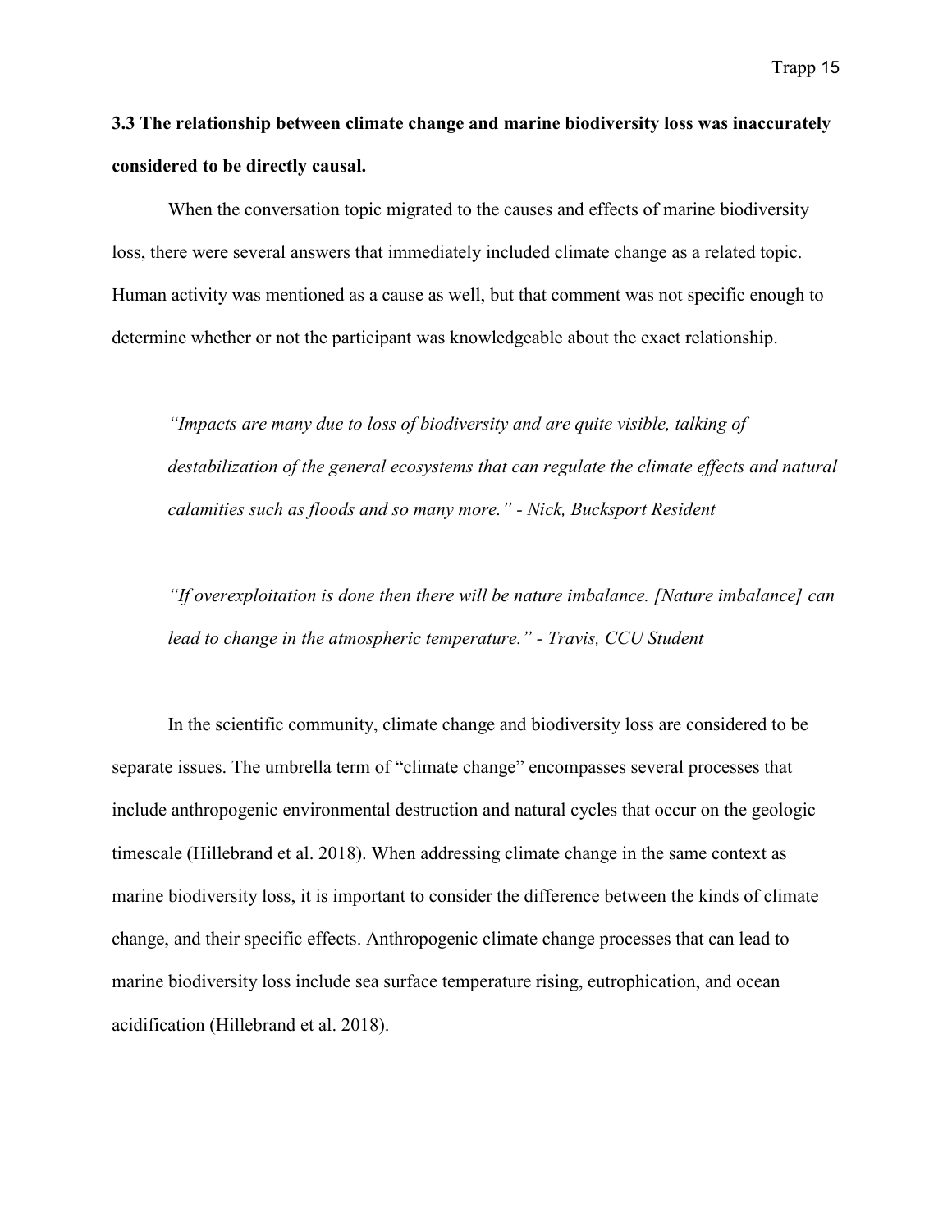### 3.3 The relationship between climate change and marine biodiversity loss was inaccurately considered to be directly causal.

When the conversation topic migrated to the causes and effects of marine biodiversity loss, there were several answers that immediately included climate change as a related topic. Human activity was mentioned as a cause as well, but that comment was not specific enough to determine whether or not the participant was knowledgeable about the exact relationship.

> *"Impacts are many due to loss of biodiversity and are quite visible, talking of destabilization of the general ecosystems that can regulate the climate effects and natural calamities such as floods and so many more." - Nick, Bucksport Resident*

> *"If overexploitation is done then there will be nature imbalance. [Nature imbalance] can lead to change in the atmospheric temperature." - Travis, CCU Student*

In the scientific community, climate change and biodiversity loss are considered to be separate issues. The umbrella term of "climate change" encompasses several processes that include anthropogenic environmental destruction and natural cycles that occur on the geologic timescale (Hillebrand et al. 2018). When addressing climate change in the same context as marine biodiversity loss, it is important to consider the difference between the kinds of climate change, and their specific effects. Anthropogenic climate change processes that can lead to marine biodiversity loss include sea surface temperature rising, eutrophication, and ocean acidification (Hillebrand et al. 2018).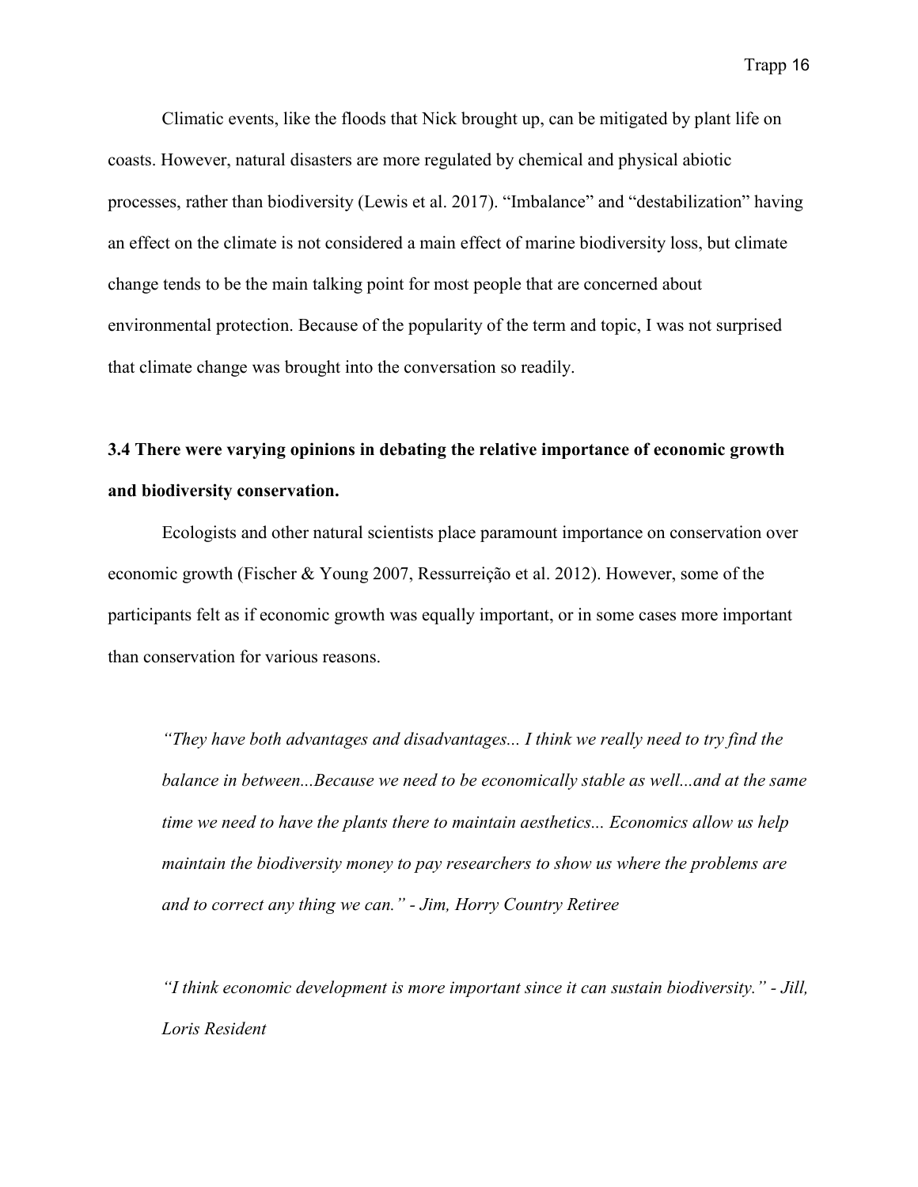Climatic events, like the floods that Nick brought up, can be mitigated by plant life on coasts. However, natural disasters are more regulated by chemical and physical abiotic processes, rather than biodiversity (Lewis et al. 2017). "Imbalance" and "destabilization" having an effect on the climate is not considered a main effect of marine biodiversity loss, but climate change tends to be the main talking point for most people that are concerned about environmental protection. Because of the popularity of the term and topic, I was not surprised that climate change was brought into the conversation so readily.

### 3.4 There were varying opinions in debating the relative importance of economic growth and biodiversity conservation.

Ecologists and other natural scientists place paramount importance on conservation over economic growth (Fischer & Young 2007, Ressurreição et al. 2012). However, some of the participants felt as if economic growth was equally important, or in some cases more important than conservation for various reasons.

> *"They have both advantages and disadvantages... I think we really need to try find the balance in between...Because we need to be economically stable as well...and at the same time we need to have the plants there to maintain aesthetics... Economics allow us help maintain the biodiversity money to pay researchers to show us where the problems are and to correct any thing we can." - Jim, Horry Country Retiree*

> *"I think economic development is more important since it can sustain biodiversity." - Jill, Loris Resident*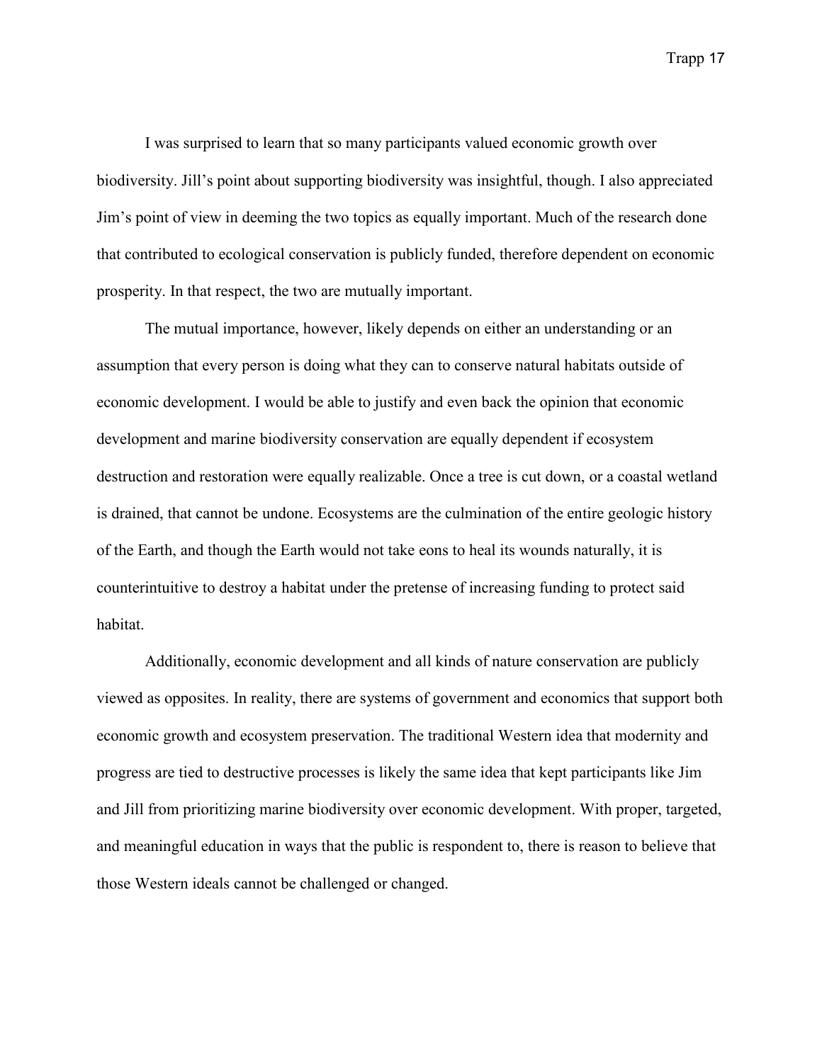I was surprised to learn that so many participants valued economic growth over biodiversity. Jill's point about supporting biodiversity was insightful, though. I also appreciated Jim's point of view in deeming the two topics as equally important. Much of the research done that contributed to ecological conservation is publicly funded, therefore dependent on economic prosperity. In that respect, the two are mutually important.

The mutual importance, however, likely depends on either an understanding or an assumption that every person is doing what they can to conserve natural habitats outside of economic development. I would be able to justify and even back the opinion that economic development and marine biodiversity conservation are equally dependent if ecosystem destruction and restoration were equally realizable. Once a tree is cut down, or a coastal wetland is drained, that cannot be undone. Ecosystems are the culmination of the entire geologic history of the Earth, and though the Earth would not take eons to heal its wounds naturally, it is counterintuitive to destroy a habitat under the pretense of increasing funding to protect said habitat.

Additionally, economic development and all kinds of nature conservation are publicly viewed as opposites. In reality, there are systems of government and economics that support both economic growth and ecosystem preservation. The traditional Western idea that modernity and progress are tied to destructive processes is likely the same idea that kept participants like Jim and Jill from prioritizing marine biodiversity over economic development. With proper, targeted, and meaningful education in ways that the public is respondent to, there is reason to believe that those Western ideals cannot be challenged or changed.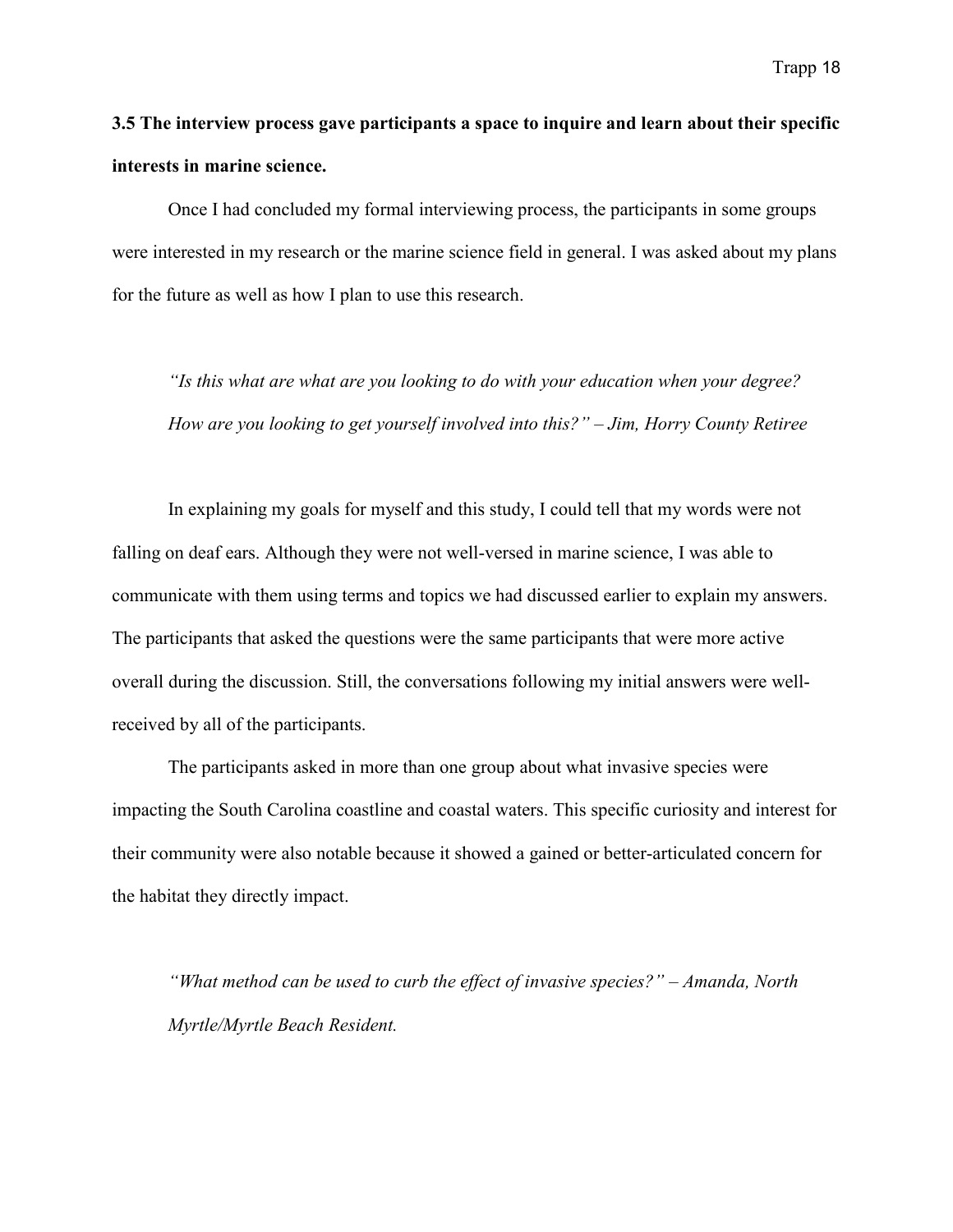**3.5 The interview process gave participants a space to inquire and learn about their specific interests in marine science.**

Once I had concluded my formal interviewing process, the participants in some groups were interested in my research or the marine science field in general. I was asked about my plans for the future as well as how I plan to use this research.

> *"Is this what are what are you looking to do with your education when your degree? How are you looking to get yourself involved into this?" – Jim, Horry County Retiree*

In explaining my goals for myself and this study, I could tell that my words were not falling on deaf ears. Although they were not well-versed in marine science, I was able to communicate with them using terms and topics we had discussed earlier to explain my answers. The participants that asked the questions were the same participants that were more active overall during the discussion. Still, the conversations following my initial answers were well-received by all of the participants.

The participants asked in more than one group about what invasive species were impacting the South Carolina coastline and coastal waters. This specific curiosity and interest for their community were also notable because it showed a gained or better-articulated concern for the habitat they directly impact.

> *"What method can be used to curb the effect of invasive species?" – Amanda, North Myrtle/Myrtle Beach Resident.*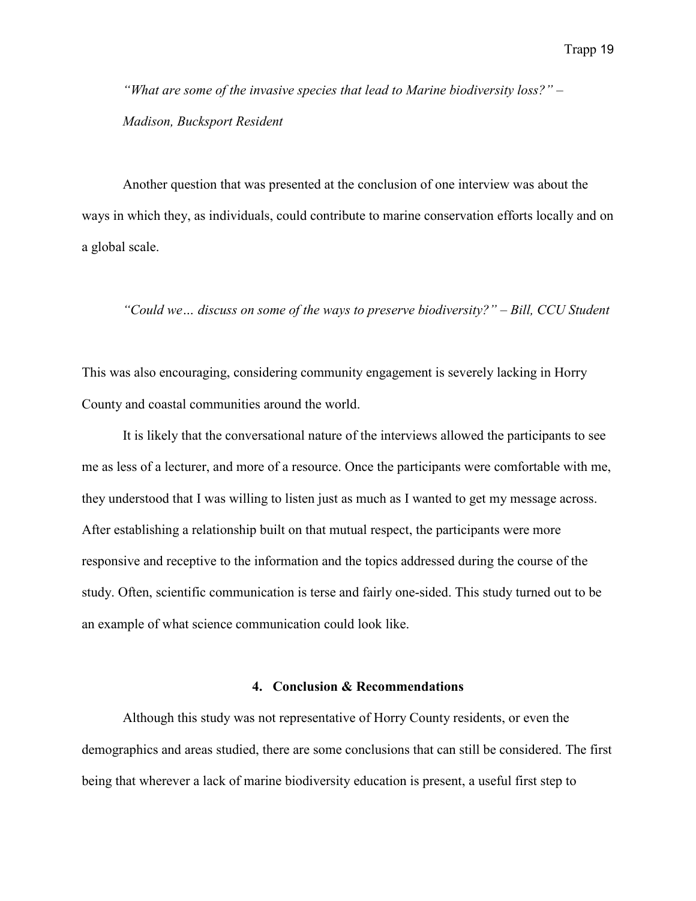*"What are some of the invasive species that lead to Marine biodiversity loss?" – Madison, Bucksport Resident*

Another question that was presented at the conclusion of one interview was about the ways in which they, as individuals, could contribute to marine conservation efforts locally and on a global scale.

*"Could we… discuss on some of the ways to preserve biodiversity?" – Bill, CCU Student*

This was also encouraging, considering community engagement is severely lacking in Horry County and coastal communities around the world.

It is likely that the conversational nature of the interviews allowed the participants to see me as less of a lecturer, and more of a resource. Once the participants were comfortable with me, they understood that I was willing to listen just as much as I wanted to get my message across. After establishing a relationship built on that mutual respect, the participants were more responsive and receptive to the information and the topics addressed during the course of the study. Often, scientific communication is terse and fairly one-sided. This study turned out to be an example of what science communication could look like.

## 4. Conclusion & Recommendations

Although this study was not representative of Horry County residents, or even the demographics and areas studied, there are some conclusions that can still be considered. The first being that wherever a lack of marine biodiversity education is present, a useful first step to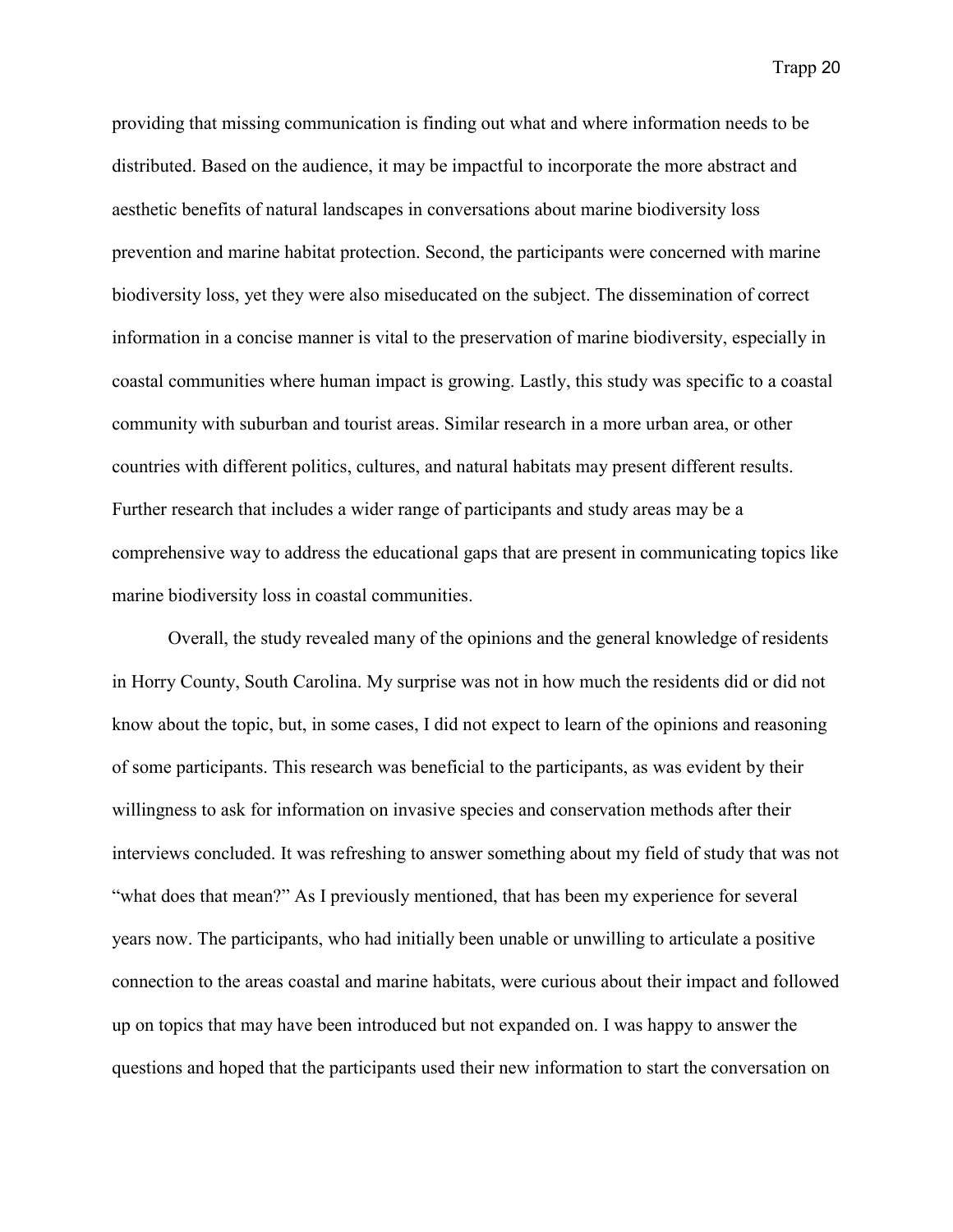providing that missing communication is finding out what and where information needs to be distributed. Based on the audience, it may be impactful to incorporate the more abstract and aesthetic benefits of natural landscapes in conversations about marine biodiversity loss prevention and marine habitat protection. Second, the participants were concerned with marine biodiversity loss, yet they were also miseducated on the subject. The dissemination of correct information in a concise manner is vital to the preservation of marine biodiversity, especially in coastal communities where human impact is growing. Lastly, this study was specific to a coastal community with suburban and tourist areas. Similar research in a more urban area, or other countries with different politics, cultures, and natural habitats may present different results. Further research that includes a wider range of participants and study areas may be a comprehensive way to address the educational gaps that are present in communicating topics like marine biodiversity loss in coastal communities.

Overall, the study revealed many of the opinions and the general knowledge of residents in Horry County, South Carolina. My surprise was not in how much the residents did or did not know about the topic, but, in some cases, I did not expect to learn of the opinions and reasoning of some participants. This research was beneficial to the participants, as was evident by their willingness to ask for information on invasive species and conservation methods after their interviews concluded. It was refreshing to answer something about my field of study that was not "what does that mean?" As I previously mentioned, that has been my experience for several years now. The participants, who had initially been unable or unwilling to articulate a positive connection to the areas coastal and marine habitats, were curious about their impact and followed up on topics that may have been introduced but not expanded on. I was happy to answer the questions and hoped that the participants used their new information to start the conversation on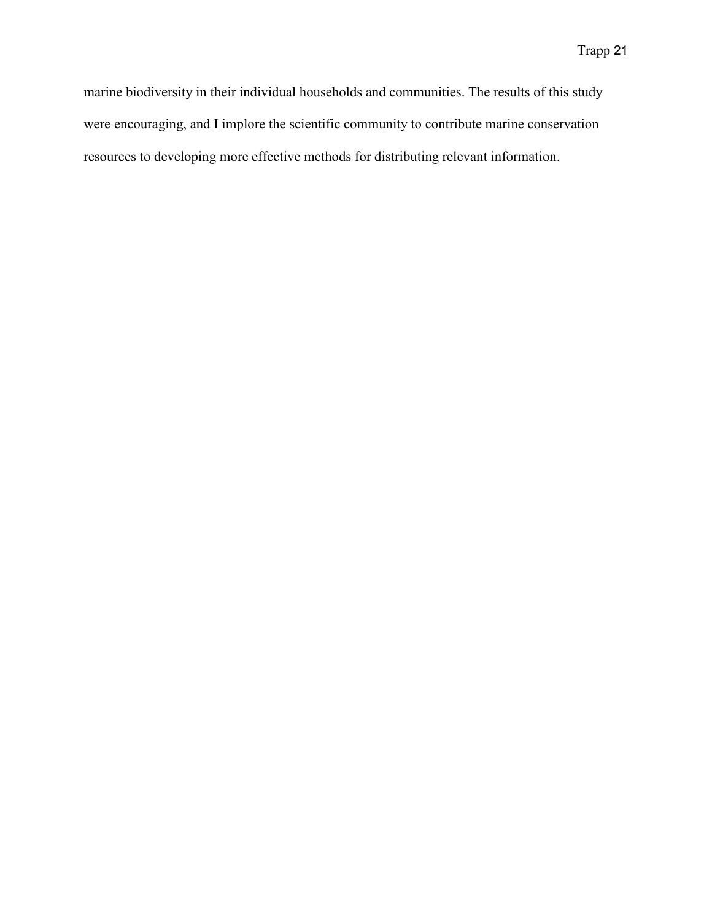marine biodiversity in their individual households and communities. The results of this study were encouraging, and I implore the scientific community to contribute marine conservation resources to developing more effective methods for distributing relevant information.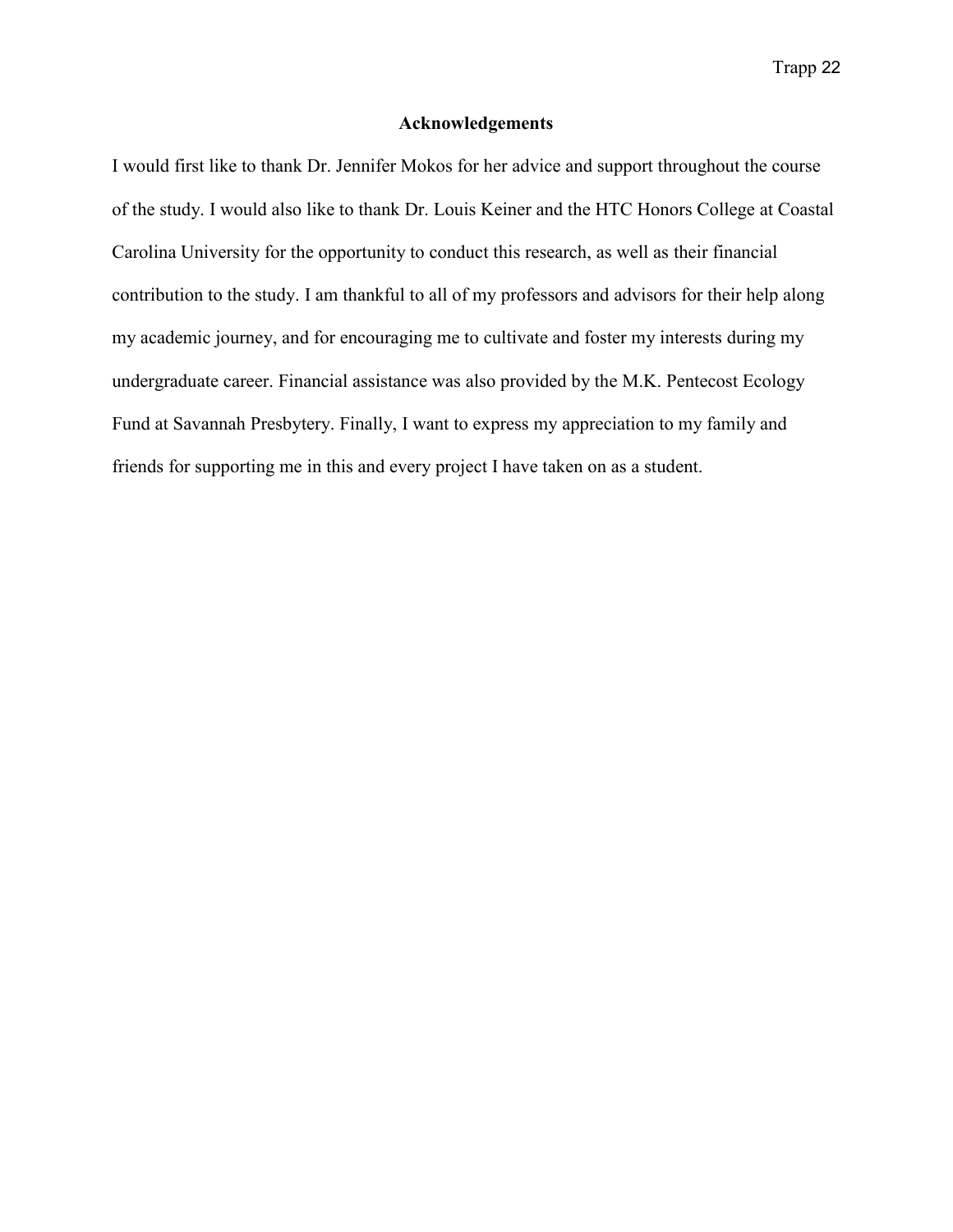## Acknowledgements

I would first like to thank Dr. Jennifer Mokos for her advice and support throughout the course of the study. I would also like to thank Dr. Louis Keiner and the HTC Honors College at Coastal Carolina University for the opportunity to conduct this research, as well as their financial contribution to the study. I am thankful to all of my professors and advisors for their help along my academic journey, and for encouraging me to cultivate and foster my interests during my undergraduate career. Financial assistance was also provided by the M.K. Pentecost Ecology Fund at Savannah Presbytery. Finally, I want to express my appreciation to my family and friends for supporting me in this and every project I have taken on as a student.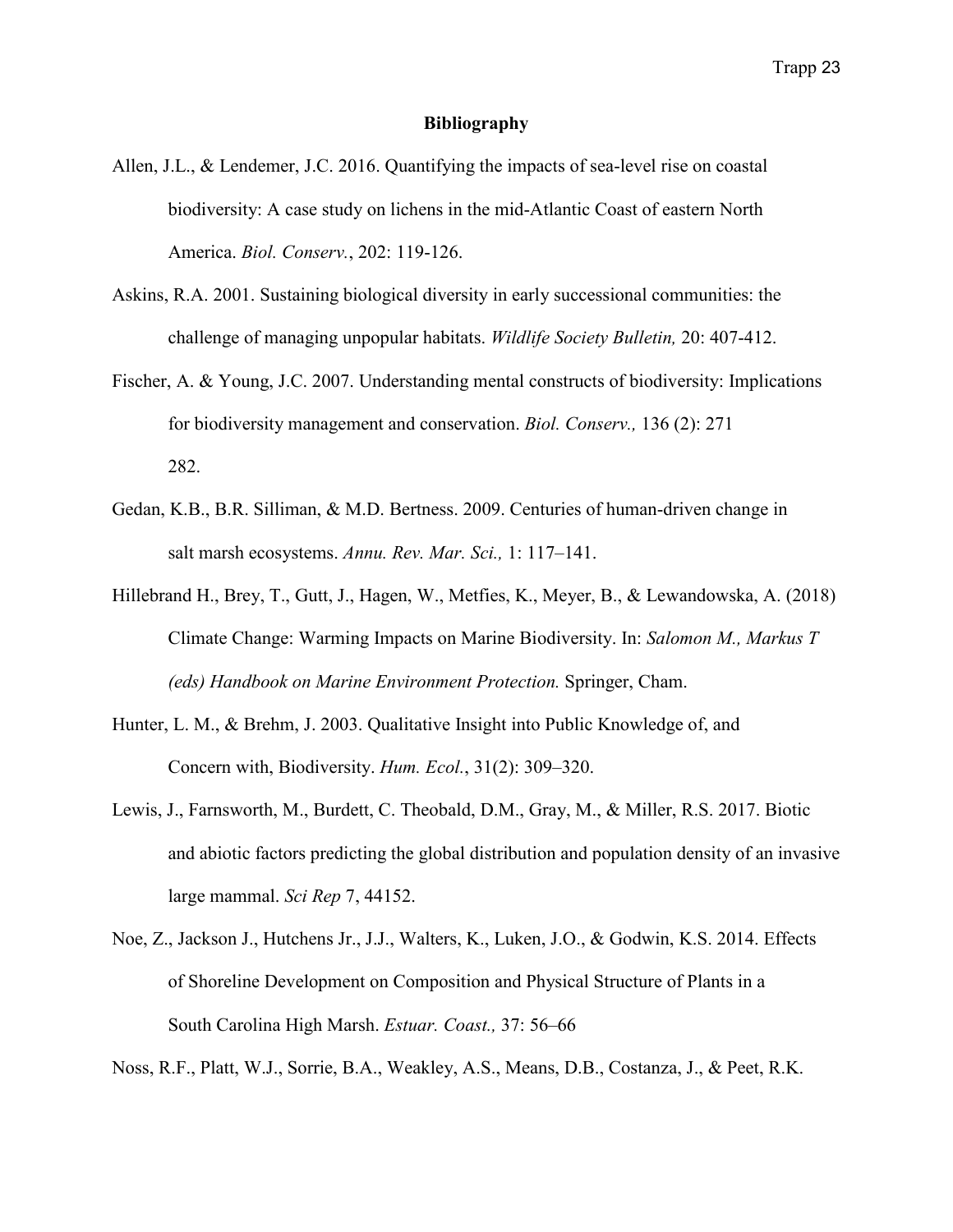**Bibliography**

Allen, J.L., & Lendemer, J.C. 2016. Quantifying the impacts of sea-level rise on coastal biodiversity: A case study on lichens in the mid-Atlantic Coast of eastern North America. *Biol. Conserv.*, 202: 119-126.

Askins, R.A. 2001. Sustaining biological diversity in early successional communities: the challenge of managing unpopular habitats. *Wildlife Society Bulletin,* 20: 407-412.

Fischer, A. & Young, J.C. 2007. Understanding mental constructs of biodiversity: Implications for biodiversity management and conservation. *Biol. Conserv.,* 136 (2): 271 282.

Gedan, K.B., B.R. Silliman, & M.D. Bertness. 2009. Centuries of human-driven change in salt marsh ecosystems. *Annu. Rev. Mar. Sci.,* 1: 117–141.

Hillebrand H., Brey, T., Gutt, J., Hagen, W., Metfies, K., Meyer, B., & Lewandowska, A. (2018) Climate Change: Warming Impacts on Marine Biodiversity. In: *Salomon M., Markus T (eds) Handbook on Marine Environment Protection.* Springer, Cham.

Hunter, L. M., & Brehm, J. 2003. Qualitative Insight into Public Knowledge of, and Concern with, Biodiversity. *Hum. Ecol.*, 31(2): 309–320.

Lewis, J., Farnsworth, M., Burdett, C. Theobald, D.M., Gray, M., & Miller, R.S. 2017. Biotic and abiotic factors predicting the global distribution and population density of an invasive large mammal. *Sci Rep* 7, 44152.

Noe, Z., Jackson J., Hutchens Jr., J.J., Walters, K., Luken, J.O., & Godwin, K.S. 2014. Effects of Shoreline Development on Composition and Physical Structure of Plants in a South Carolina High Marsh. *Estuar. Coast.,* 37: 56–66

Noss, R.F., Platt, W.J., Sorrie, B.A., Weakley, A.S., Means, D.B., Costanza, J., & Peet, R.K.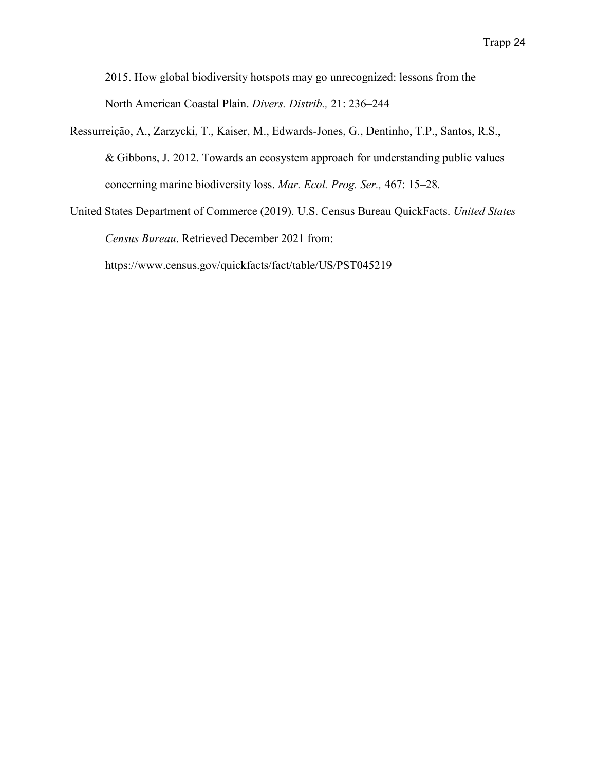2015. How global biodiversity hotspots may go unrecognized: lessons from the North American Coastal Plain. *Divers. Distrib.,* 21: 236–244

Ressurreição, A., Zarzycki, T., Kaiser, M., Edwards-Jones, G., Dentinho, T.P., Santos, R.S., & Gibbons, J. 2012. Towards an ecosystem approach for understanding public values concerning marine biodiversity loss. *Mar. Ecol. Prog. Ser.,* 467: 15–28.

United States Department of Commerce (2019). U.S. Census Bureau QuickFacts. *United States Census Bureau*. Retrieved December 2021 from: https://www.census.gov/quickfacts/fact/table/US/PST045219